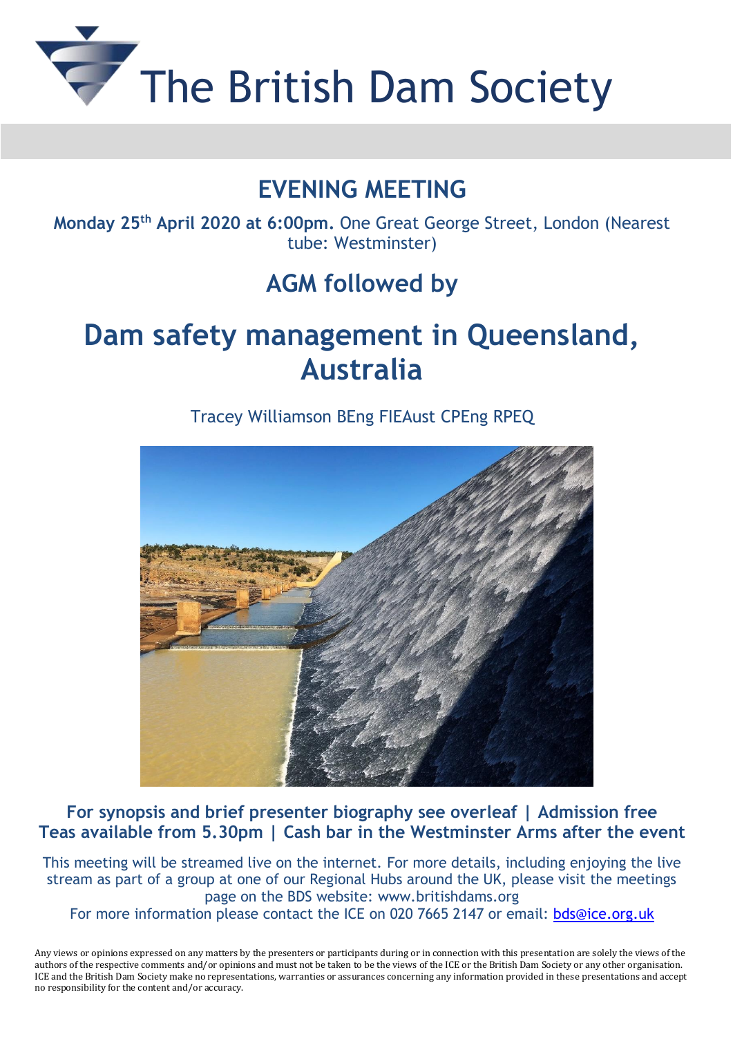# The British Dam Society

## EVENING MEETING

**Monday 25th April 2020 at 6:00pm.** One Great George Street, London (Nearest tube: Westminster)

## AGM followed by

# Dam safety management in Queensland, Australia

Tracey Williamson BEng FIEAust CPEng RPEQ

**For synopsis and brief presenter biography see overleaf | Admission free**
**Teas available from 5.30pm | Cash bar in the Westminster Arms after the event**

This meeting will be streamed live on the internet. For more details, including enjoying the live stream as part of a group at one of our Regional Hubs around the UK, please visit the meetings page on the BDS website: www.britishdams.org
For more information please contact the ICE on 020 7665 2147 or email: bds@ice.org.uk

Any views or opinions expressed on any matters by the presenters or participants during or in connection with this presentation are solely the views of the authors of the respective comments and/or opinions and must not be taken to be the views of the ICE or the British Dam Society or any other organisation. ICE and the British Dam Society make no representations, warranties or assurances concerning any information provided in these presentations and accept no responsibility for the content and/or accuracy.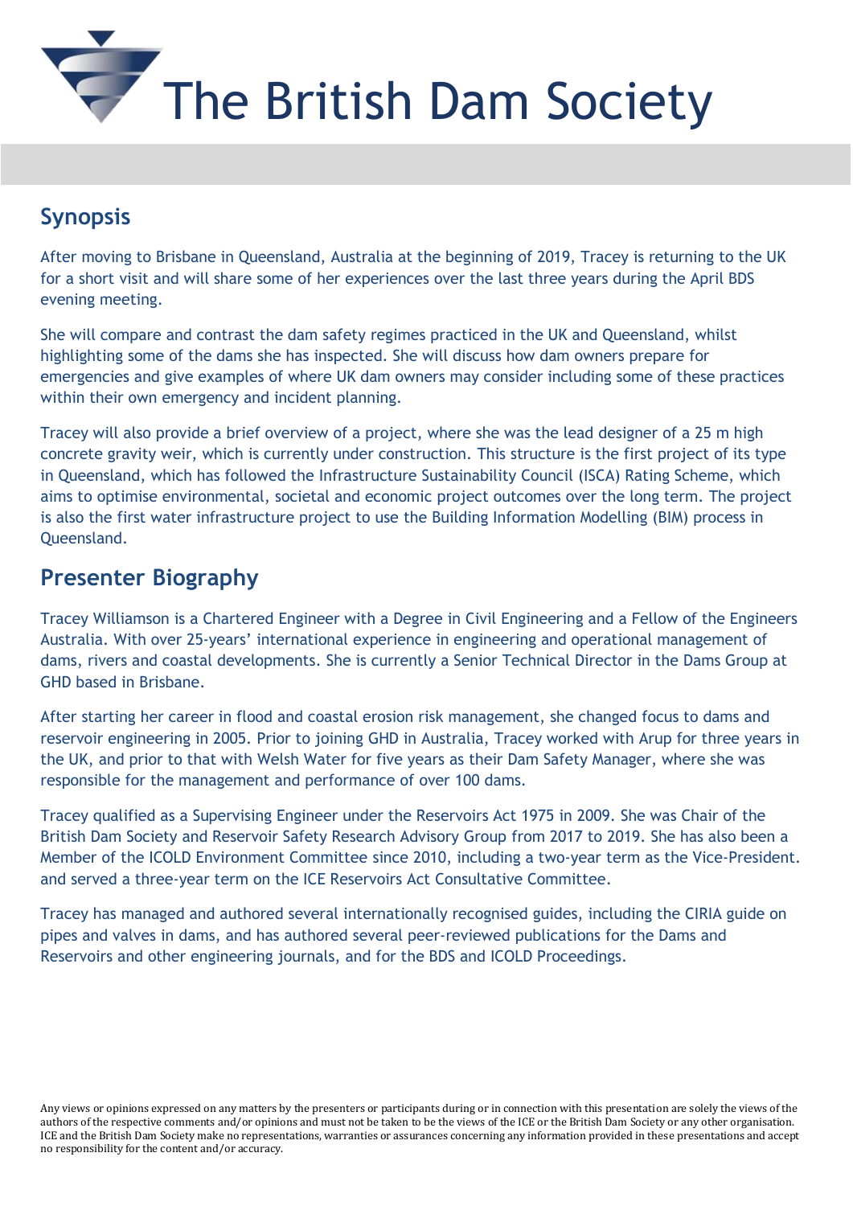# The British Dam Society

## Synopsis

After moving to Brisbane in Queensland, Australia at the beginning of 2019, Tracey is returning to the UK for a short visit and will share some of her experiences over the last three years during the April BDS evening meeting.

She will compare and contrast the dam safety regimes practiced in the UK and Queensland, whilst highlighting some of the dams she has inspected. She will discuss how dam owners prepare for emergencies and give examples of where UK dam owners may consider including some of these practices within their own emergency and incident planning.

Tracey will also provide a brief overview of a project, where she was the lead designer of a 25 m high concrete gravity weir, which is currently under construction. This structure is the first project of its type in Queensland, which has followed the Infrastructure Sustainability Council (ISCA) Rating Scheme, which aims to optimise environmental, societal and economic project outcomes over the long term. The project is also the first water infrastructure project to use the Building Information Modelling (BIM) process in Queensland.

## Presenter Biography

Tracey Williamson is a Chartered Engineer with a Degree in Civil Engineering and a Fellow of the Engineers Australia. With over 25-years' international experience in engineering and operational management of dams, rivers and coastal developments. She is currently a Senior Technical Director in the Dams Group at GHD based in Brisbane.

After starting her career in flood and coastal erosion risk management, she changed focus to dams and reservoir engineering in 2005. Prior to joining GHD in Australia, Tracey worked with Arup for three years in the UK, and prior to that with Welsh Water for five years as their Dam Safety Manager, where she was responsible for the management and performance of over 100 dams.

Tracey qualified as a Supervising Engineer under the Reservoirs Act 1975 in 2009. She was Chair of the British Dam Society and Reservoir Safety Research Advisory Group from 2017 to 2019. She has also been a Member of the ICOLD Environment Committee since 2010, including a two-year term as the Vice-President. and served a three-year term on the ICE Reservoirs Act Consultative Committee.

Tracey has managed and authored several internationally recognised guides, including the CIRIA guide on pipes and valves in dams, and has authored several peer-reviewed publications for the Dams and Reservoirs and other engineering journals, and for the BDS and ICOLD Proceedings.

Any views or opinions expressed on any matters by the presenters or participants during or in connection with this presentation are solely the views of the authors of the respective comments and/or opinions and must not be taken to be the views of the ICE or the British Dam Society or any other organisation. ICE and the British Dam Society make no representations, warranties or assurances concerning any information provided in these presentations and accept no responsibility for the content and/or accuracy.